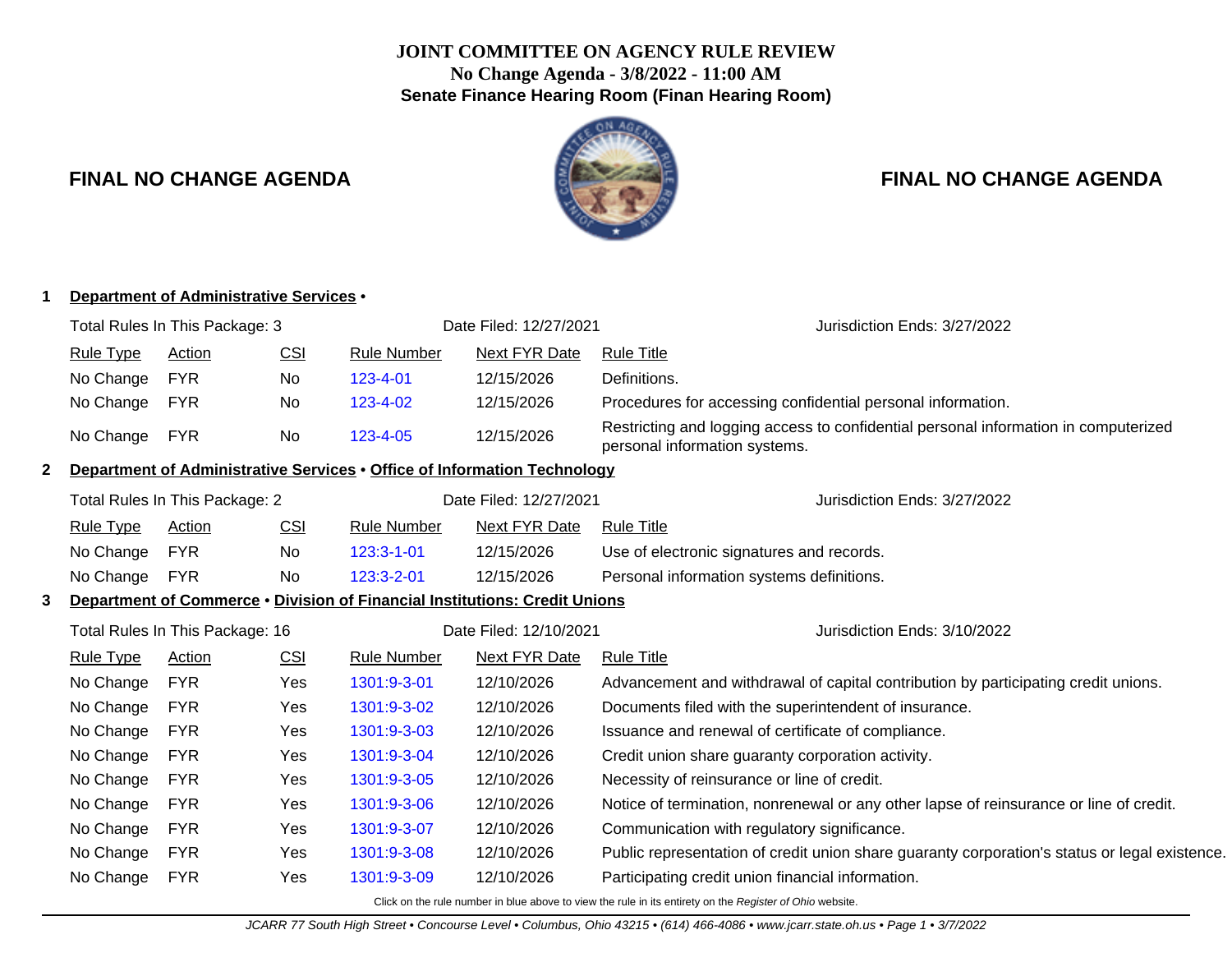**JOINT COMMITTEE ON AGENCY RULE REVIEW**
**No Change Agenda - 3/8/2022 - 11:00 AM**
**Senate Finance Hearing Room (Finan Hearing Room)**

## FINAL NO CHANGE AGENDA

### 1 Department of Administrative Services •

Total Rules In This Package: 3 | Date Filed: 12/27/2021 | Jurisdiction Ends: 3/27/2022

| Rule Type | Action | CSI | Rule Number | Next FYR Date | Rule Title |
|---|---|---|---|---|---|
| No Change | FYR | No | 123-4-01 | 12/15/2026 | Definitions. |
| No Change | FYR | No | 123-4-02 | 12/15/2026 | Procedures for accessing confidential personal information. |
| No Change | FYR | No | 123-4-05 | 12/15/2026 | Restricting and logging access to confidential personal information in computerized personal information systems. |

### 2 Department of Administrative Services • Office of Information Technology

Total Rules In This Package: 2 | Date Filed: 12/27/2021 | Jurisdiction Ends: 3/27/2022

| Rule Type | Action | CSI | Rule Number | Next FYR Date | Rule Title |
|---|---|---|---|---|---|
| No Change | FYR | No | 123:3-1-01 | 12/15/2026 | Use of electronic signatures and records. |
| No Change | FYR | No | 123:3-2-01 | 12/15/2026 | Personal information systems definitions. |

### 3 Department of Commerce • Division of Financial Institutions: Credit Unions

Total Rules In This Package: 16 | Date Filed: 12/10/2021 | Jurisdiction Ends: 3/10/2022

| Rule Type | Action | CSI | Rule Number | Next FYR Date | Rule Title |
|---|---|---|---|---|---|
| No Change | FYR | Yes | 1301:9-3-01 | 12/10/2026 | Advancement and withdrawal of capital contribution by participating credit unions. |
| No Change | FYR | Yes | 1301:9-3-02 | 12/10/2026 | Documents filed with the superintendent of insurance. |
| No Change | FYR | Yes | 1301:9-3-03 | 12/10/2026 | Issuance and renewal of certificate of compliance. |
| No Change | FYR | Yes | 1301:9-3-04 | 12/10/2026 | Credit union share guaranty corporation activity. |
| No Change | FYR | Yes | 1301:9-3-05 | 12/10/2026 | Necessity of reinsurance or line of credit. |
| No Change | FYR | Yes | 1301:9-3-06 | 12/10/2026 | Notice of termination, nonrenewal or any other lapse of reinsurance or line of credit. |
| No Change | FYR | Yes | 1301:9-3-07 | 12/10/2026 | Communication with regulatory significance. |
| No Change | FYR | Yes | 1301:9-3-08 | 12/10/2026 | Public representation of credit union share guaranty corporation's status or legal existence. |
| No Change | FYR | Yes | 1301:9-3-09 | 12/10/2026 | Participating credit union financial information. |

Click on the rule number in blue above to view the rule in its entirety on the *Register of Ohio* website.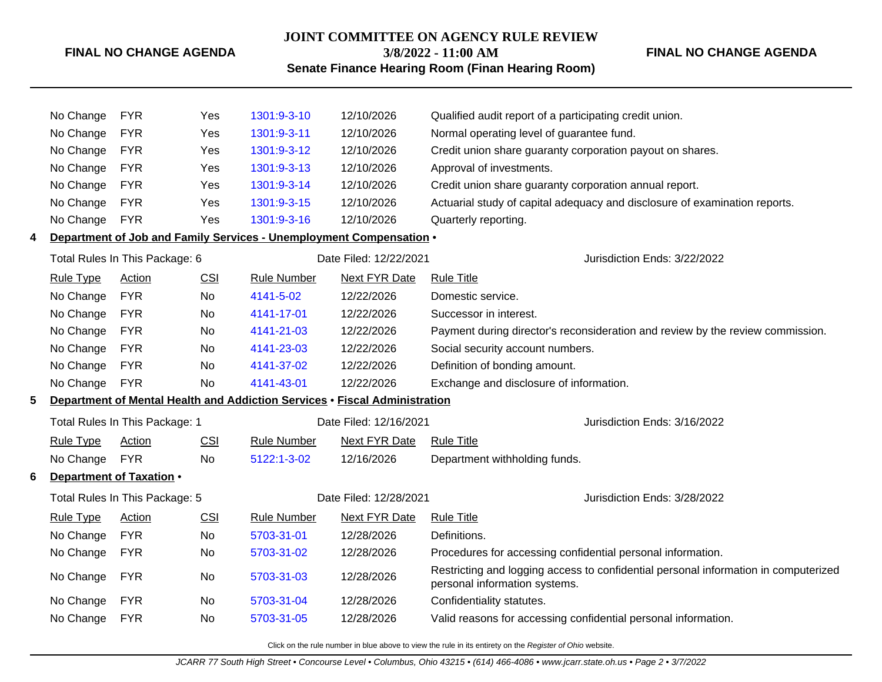| Rule Type | Action | CSI | Rule Number | Next FYR Date | Rule Title |
|---|---|---|---|---|---|
| No Change | FYR | Yes | 1301:9-3-10 | 12/10/2026 | Qualified audit report of a participating credit union. |
| No Change | FYR | Yes | 1301:9-3-11 | 12/10/2026 | Normal operating level of guarantee fund. |
| No Change | FYR | Yes | 1301:9-3-12 | 12/10/2026 | Credit union share guaranty corporation payout on shares. |
| No Change | FYR | Yes | 1301:9-3-13 | 12/10/2026 | Approval of investments. |
| No Change | FYR | Yes | 1301:9-3-14 | 12/10/2026 | Credit union share guaranty corporation annual report. |
| No Change | FYR | Yes | 1301:9-3-15 | 12/10/2026 | Actuarial study of capital adequacy and disclosure of examination reports. |
| No Change | FYR | Yes | 1301:9-3-16 | 12/10/2026 | Quarterly reporting. |

**4 Department of Job and Family Services - Unemployment Compensation •**

Total Rules In This Package: 6 | Date Filed: 12/22/2021 | Jurisdiction Ends: 3/22/2022

| Rule Type | Action | CSI | Rule Number | Next FYR Date | Rule Title |
|---|---|---|---|---|---|
| No Change | FYR | No | 4141-5-02 | 12/22/2026 | Domestic service. |
| No Change | FYR | No | 4141-17-01 | 12/22/2026 | Successor in interest. |
| No Change | FYR | No | 4141-21-03 | 12/22/2026 | Payment during director's reconsideration and review by the review commission. |
| No Change | FYR | No | 4141-23-03 | 12/22/2026 | Social security account numbers. |
| No Change | FYR | No | 4141-37-02 | 12/22/2026 | Definition of bonding amount. |
| No Change | FYR | No | 4141-43-01 | 12/22/2026 | Exchange and disclosure of information. |

**5 Department of Mental Health and Addiction Services • Fiscal Administration**

Total Rules In This Package: 1 | Date Filed: 12/16/2021 | Jurisdiction Ends: 3/16/2022

| Rule Type | Action | CSI | Rule Number | Next FYR Date | Rule Title |
|---|---|---|---|---|---|
| No Change | FYR | No | 5122:1-3-02 | 12/16/2026 | Department withholding funds. |

**6 Department of Taxation •**

Total Rules In This Package: 5 | Date Filed: 12/28/2021 | Jurisdiction Ends: 3/28/2022

| Rule Type | Action | CSI | Rule Number | Next FYR Date | Rule Title |
|---|---|---|---|---|---|
| No Change | FYR | No | 5703-31-01 | 12/28/2026 | Definitions. |
| No Change | FYR | No | 5703-31-02 | 12/28/2026 | Procedures for accessing confidential personal information. |
| No Change | FYR | No | 5703-31-03 | 12/28/2026 | Restricting and logging access to confidential personal information in computerized personal information systems. |
| No Change | FYR | No | 5703-31-04 | 12/28/2026 | Confidentiality statutes. |
| No Change | FYR | No | 5703-31-05 | 12/28/2026 | Valid reasons for accessing confidential personal information. |

Click on the rule number in blue above to view the rule in its entirety on the *Register of Ohio* website.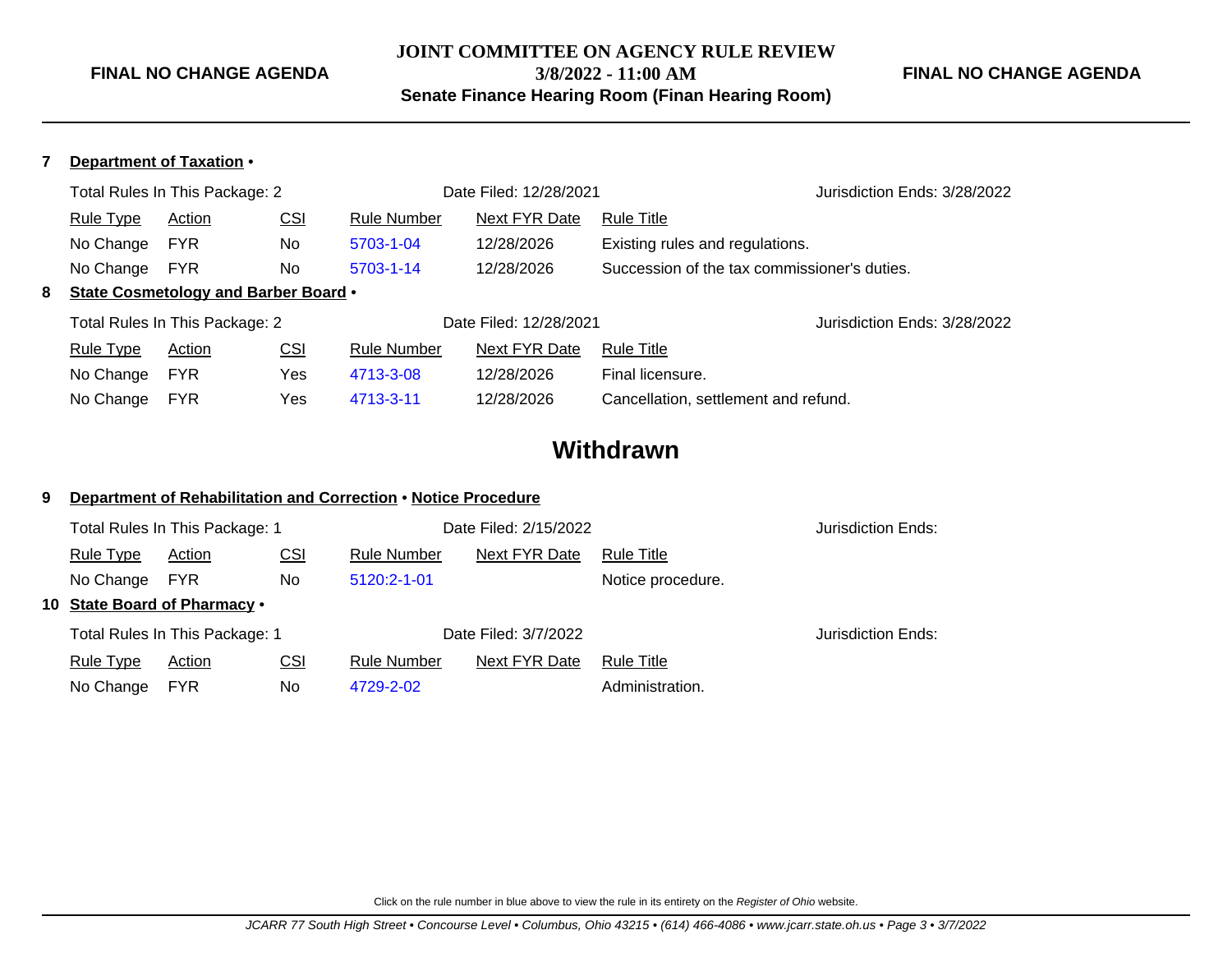**7 Department of Taxation** •

Total Rules In This Package: 2 | Date Filed: 12/28/2021 | Jurisdiction Ends: 3/28/2022

| Rule Type | Action | CSI | Rule Number | Next FYR Date | Rule Title |
|---|---|---|---|---|---|
| No Change | FYR | No | 5703-1-04 | 12/28/2026 | Existing rules and regulations. |
| No Change | FYR | No | 5703-1-14 | 12/28/2026 | Succession of the tax commissioner's duties. |

**8 State Cosmetology and Barber Board** •

Total Rules In This Package: 2 | Date Filed: 12/28/2021 | Jurisdiction Ends: 3/28/2022

| Rule Type | Action | CSI | Rule Number | Next FYR Date | Rule Title |
|---|---|---|---|---|---|
| No Change | FYR | Yes | 4713-3-08 | 12/28/2026 | Final licensure. |
| No Change | FYR | Yes | 4713-3-11 | 12/28/2026 | Cancellation, settlement and refund. |

## Withdrawn

**9 Department of Rehabilitation and Correction** • **Notice Procedure**

Total Rules In This Package: 1 | Date Filed: 2/15/2022 | Jurisdiction Ends:

| Rule Type | Action | CSI | Rule Number | Next FYR Date | Rule Title |
|---|---|---|---|---|---|
| No Change | FYR | No | 5120:2-1-01 | | Notice procedure. |

**10 State Board of Pharmacy** •

Total Rules In This Package: 1 | Date Filed: 3/7/2022 | Jurisdiction Ends:

| Rule Type | Action | CSI | Rule Number | Next FYR Date | Rule Title |
|---|---|---|---|---|---|
| No Change | FYR | No | 4729-2-02 | | Administration. |

Click on the rule number in blue above to view the rule in its entirety on the *Register of Ohio* website.